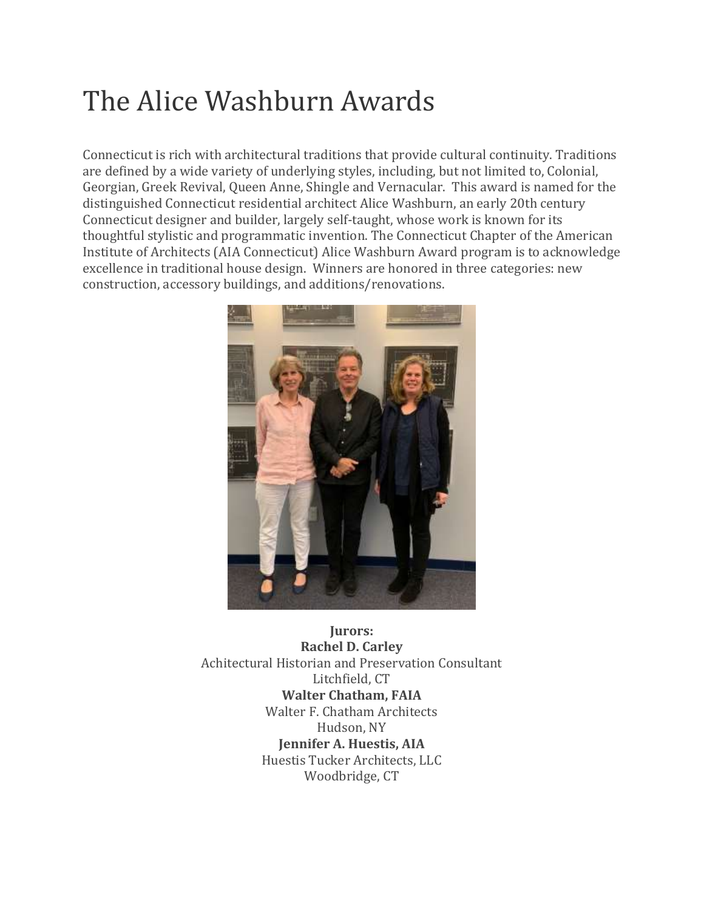# The Alice Washburn Awards

Connecticut is rich with architectural traditions that provide cultural continuity. Traditions are defined by a wide variety of underlying styles, including, but not limited to, Colonial, Georgian, Greek Revival, Queen Anne, Shingle and Vernacular. This award is named for the distinguished Connecticut residential architect Alice Washburn, an early 20th century Connecticut designer and builder, largely self-taught, whose work is known for its thoughtful stylistic and programmatic invention. The Connecticut Chapter of the American Institute of Architects (AIA Connecticut) Alice Washburn Award program is to acknowledge excellence in traditional house design. Winners are honored in three categories: new construction, accessory buildings, and additions/renovations.

**Jurors:**

**Rachel D. Carley**
Achitectural Historian and Preservation Consultant
Litchfield, CT

**Walter Chatham, FAIA**
Walter F. Chatham Architects
Hudson, NY

**Jennifer A. Huestis, AIA**
Huestis Tucker Architects, LLC
Woodbridge, CT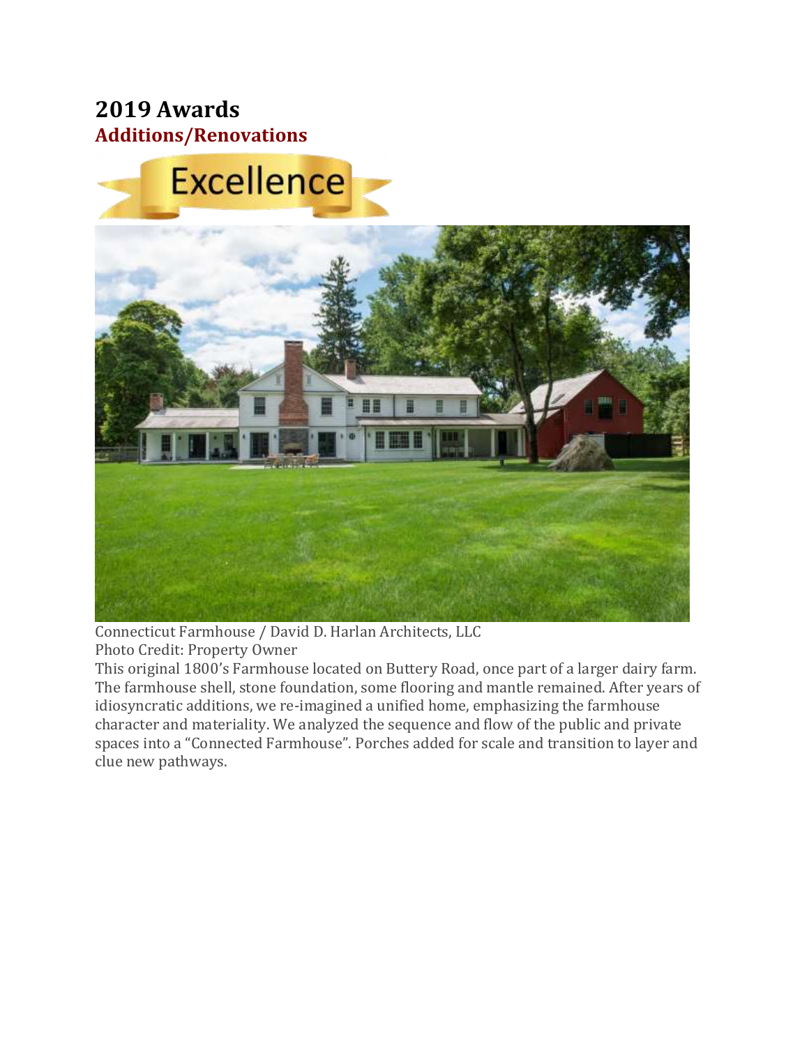# 2019 Awards

## Additions/Renovations

Excellence

Connecticut Farmhouse / David D. Harlan Architects, LLC
Photo Credit: Property Owner
This original 1800's Farmhouse located on Buttery Road, once part of a larger dairy farm. The farmhouse shell, stone foundation, some flooring and mantle remained. After years of idiosyncratic additions, we re-imagined a unified home, emphasizing the farmhouse character and materiality. We analyzed the sequence and flow of the public and private spaces into a "Connected Farmhouse". Porches added for scale and transition to layer and clue new pathways.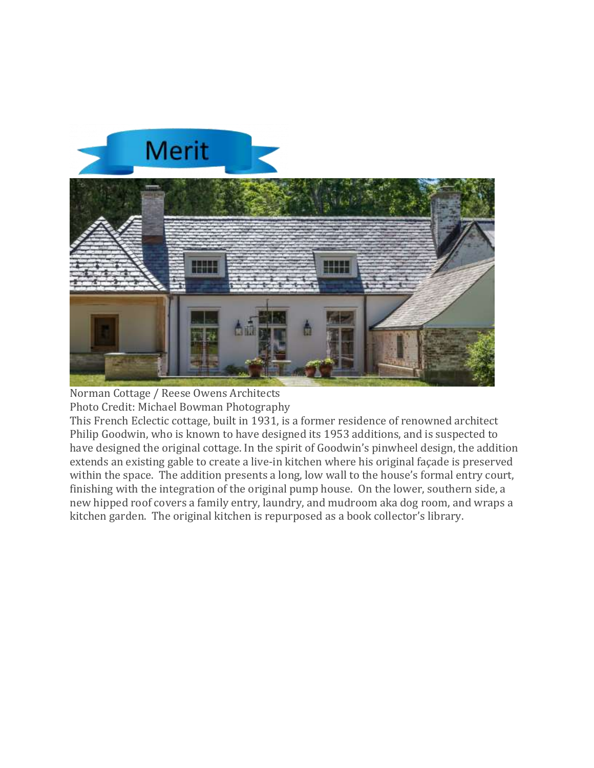Merit

Norman Cottage / Reese Owens Architects
Photo Credit: Michael Bowman Photography

This French Eclectic cottage, built in 1931, is a former residence of renowned architect Philip Goodwin, who is known to have designed its 1953 additions, and is suspected to have designed the original cottage. In the spirit of Goodwin's pinwheel design, the addition extends an existing gable to create a live-in kitchen where his original façade is preserved within the space. The addition presents a long, low wall to the house's formal entry court, finishing with the integration of the original pump house. On the lower, southern side, a new hipped roof covers a family entry, laundry, and mudroom aka dog room, and wraps a kitchen garden. The original kitchen is repurposed as a book collector's library.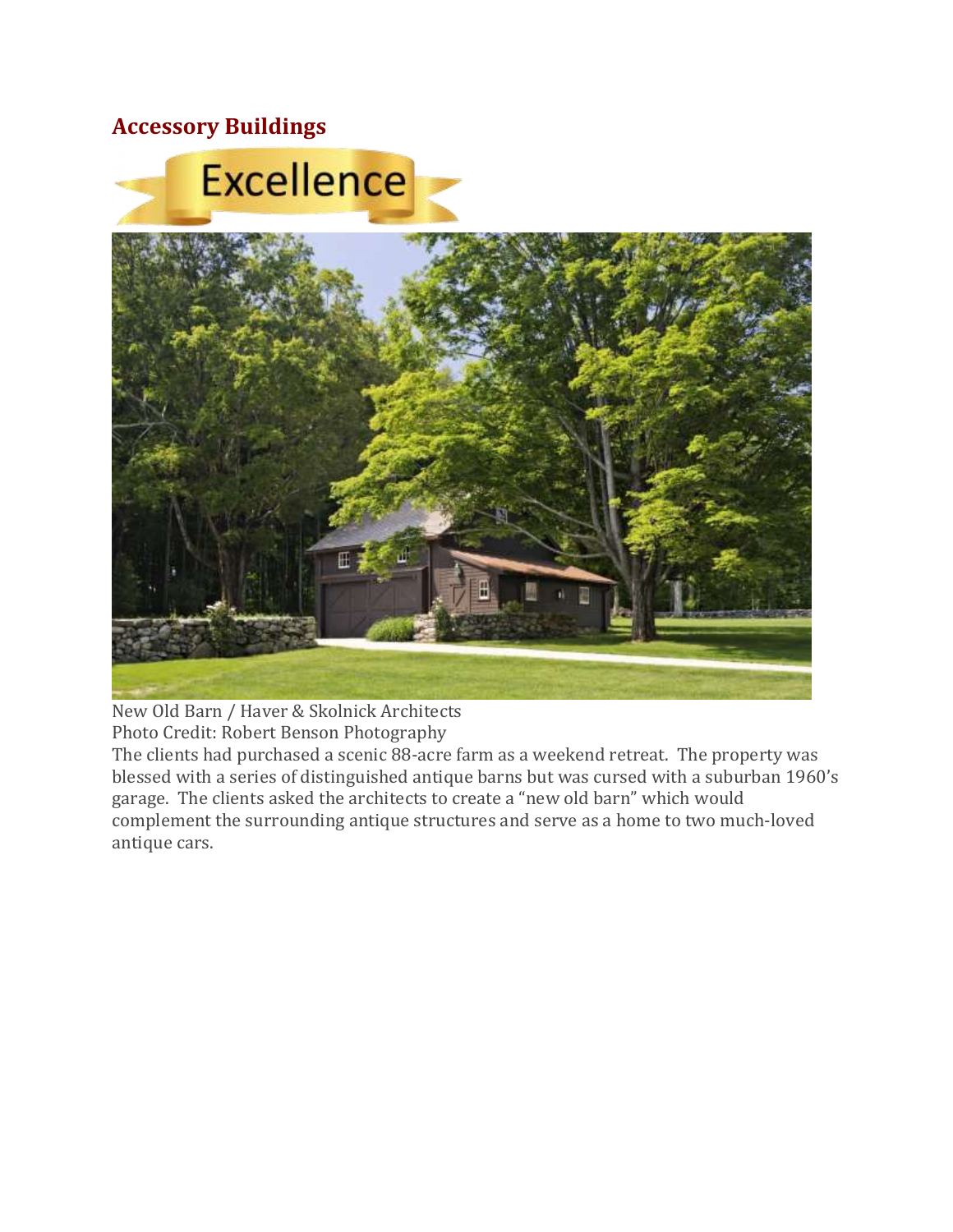## Accessory Buildings

Excellence

New Old Barn / Haver & Skolnick Architects
Photo Credit: Robert Benson Photography

The clients had purchased a scenic 88-acre farm as a weekend retreat. The property was blessed with a series of distinguished antique barns but was cursed with a suburban 1960's garage. The clients asked the architects to create a "new old barn" which would complement the surrounding antique structures and serve as a home to two much-loved antique cars.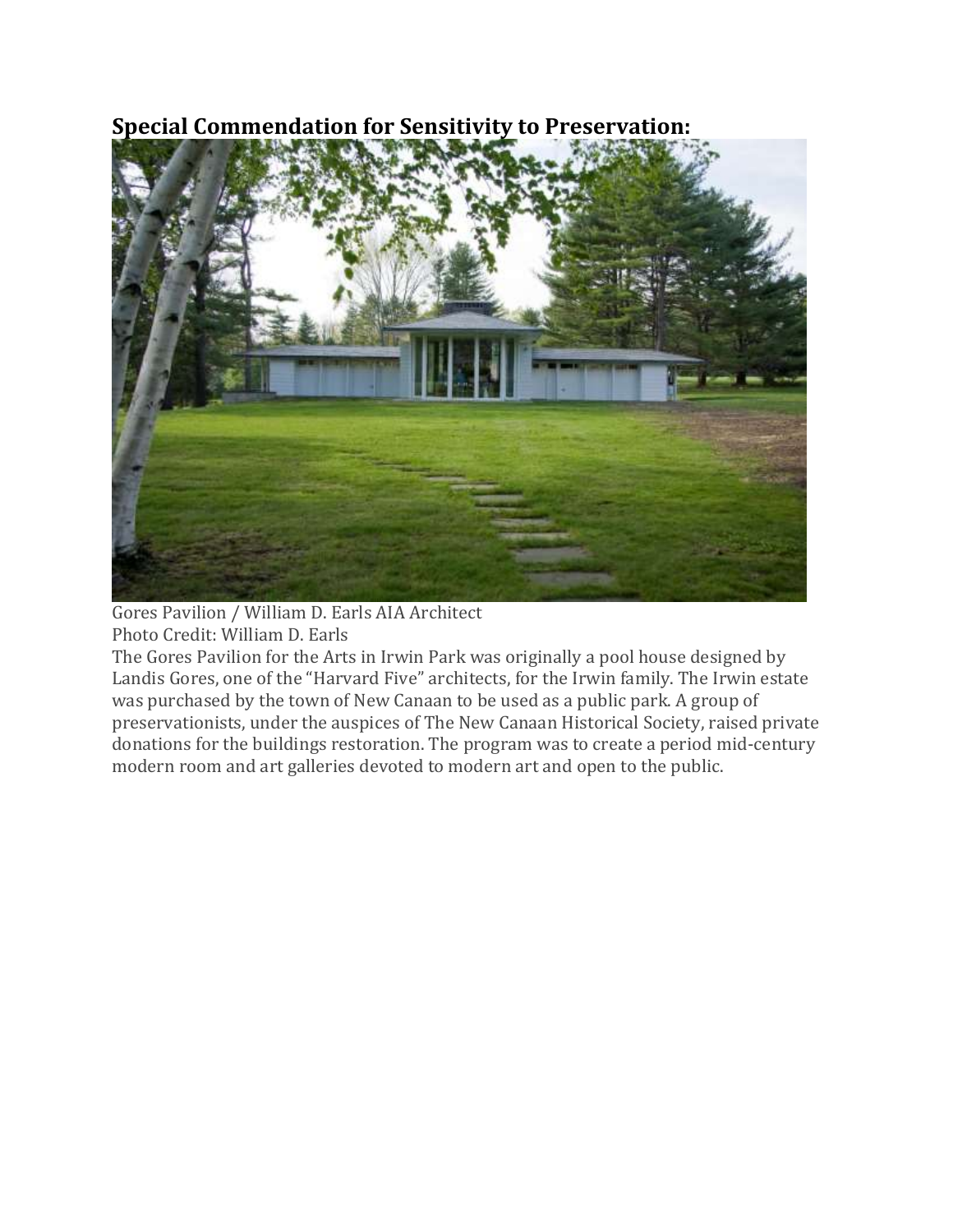**Special Commendation for Sensitivity to Preservation:**

Gores Pavilion / William D. Earls AIA Architect
Photo Credit: William D. Earls

The Gores Pavilion for the Arts in Irwin Park was originally a pool house designed by Landis Gores, one of the "Harvard Five" architects, for the Irwin family. The Irwin estate was purchased by the town of New Canaan to be used as a public park. A group of preservationists, under the auspices of The New Canaan Historical Society, raised private donations for the buildings restoration. The program was to create a period mid-century modern room and art galleries devoted to modern art and open to the public.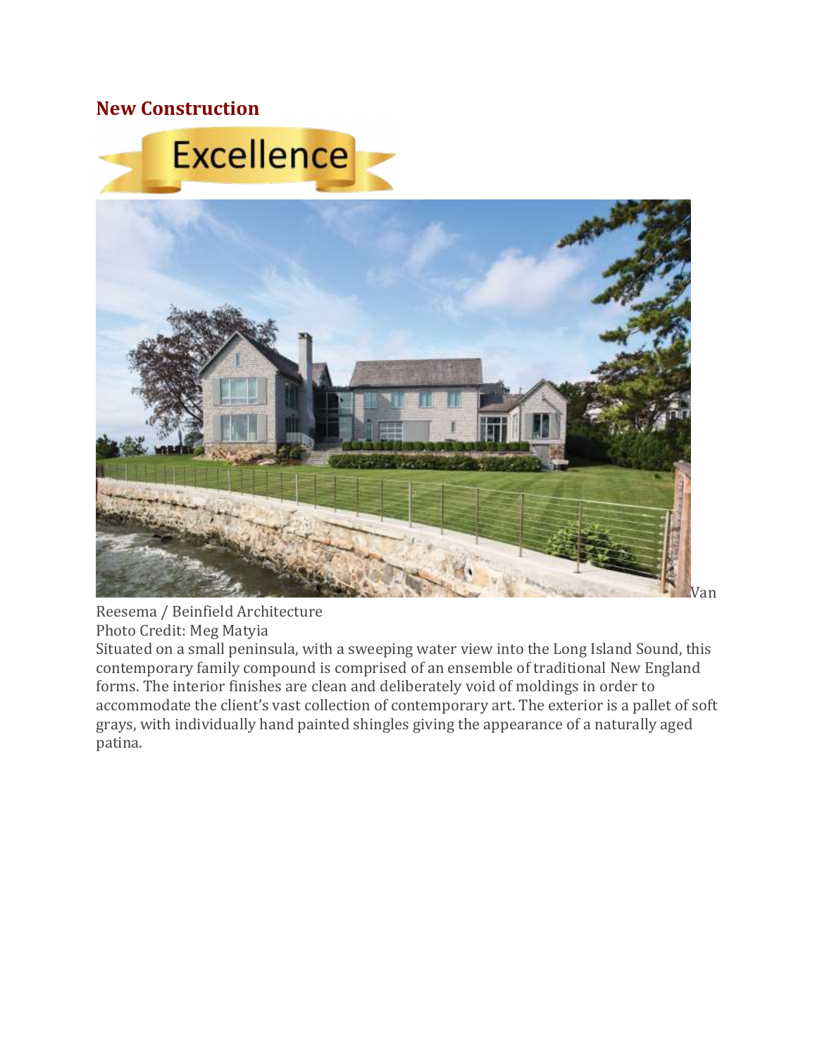## New Construction

Excellence

Van Reesema / Beinfield Architecture
Photo Credit: Meg Matyia
Situated on a small peninsula, with a sweeping water view into the Long Island Sound, this contemporary family compound is comprised of an ensemble of traditional New England forms. The interior finishes are clean and deliberately void of moldings in order to accommodate the client's vast collection of contemporary art. The exterior is a pallet of soft grays, with individually hand painted shingles giving the appearance of a naturally aged patina.